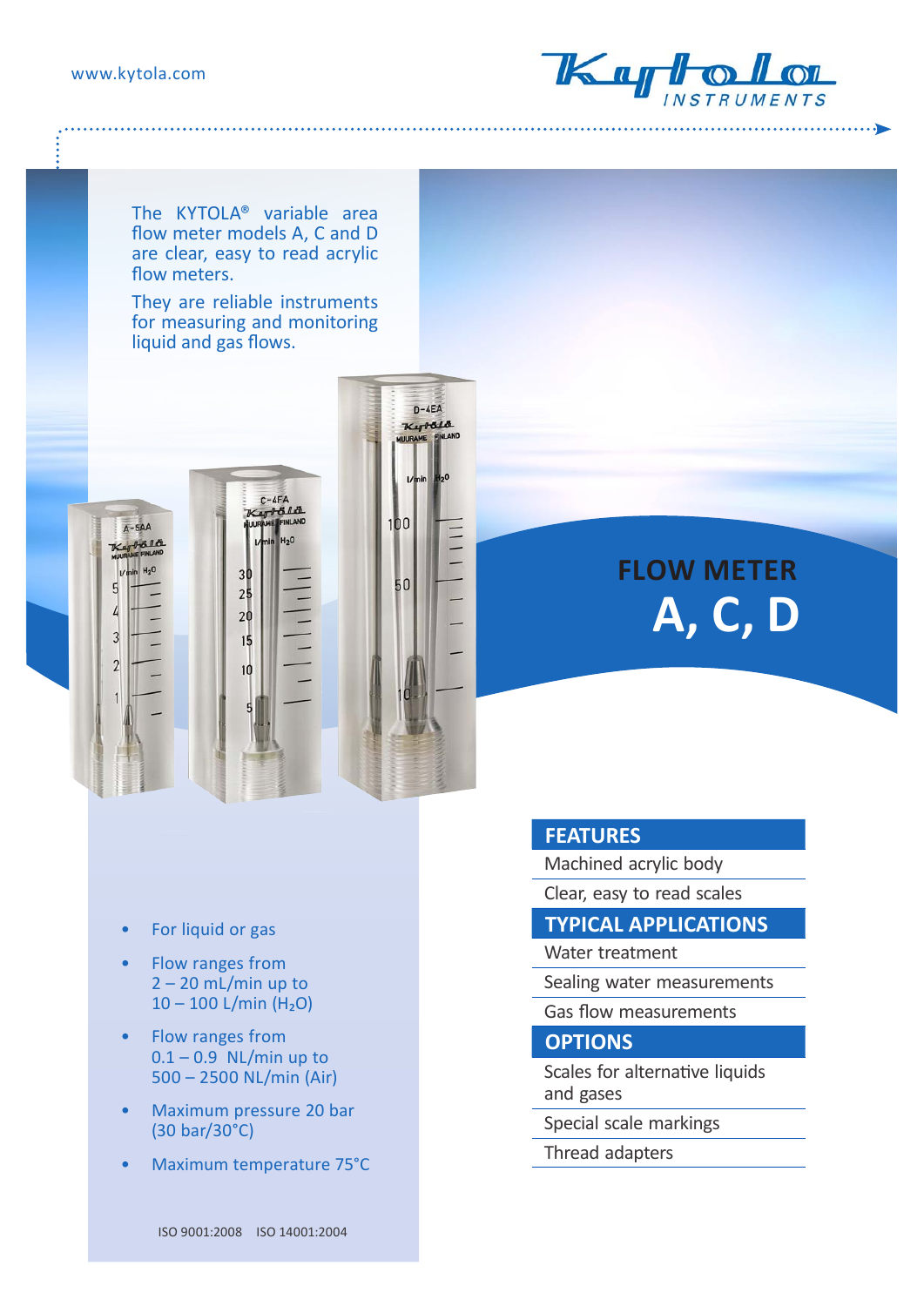www.kytola.com

Kytola INSTRUMENTS

The KYTOLA® variable area flow meter models A, C and D are clear, easy to read acrylic flow meters.

They are reliable instruments for measuring and monitoring liquid and gas flows.

# FLOW METER A, C, D

- For liquid or gas
- Flow ranges from 2 – 20 mL/min up to 10 – 100 L/min ($H_2O$)
- Flow ranges from 0.1 – 0.9 NL/min up to 500 – 2500 NL/min (Air)
- Maximum pressure 20 bar (30 bar/30°C)
- Maximum temperature 75°C

## FEATURES

Machined acrylic body

Clear, easy to read scales

## TYPICAL APPLICATIONS

Water treatment

Sealing water measurements

Gas flow measurements

## OPTIONS

Scales for alternative liquids and gases

Special scale markings

Thread adapters

ISO 9001:2008 ISO 14001:2004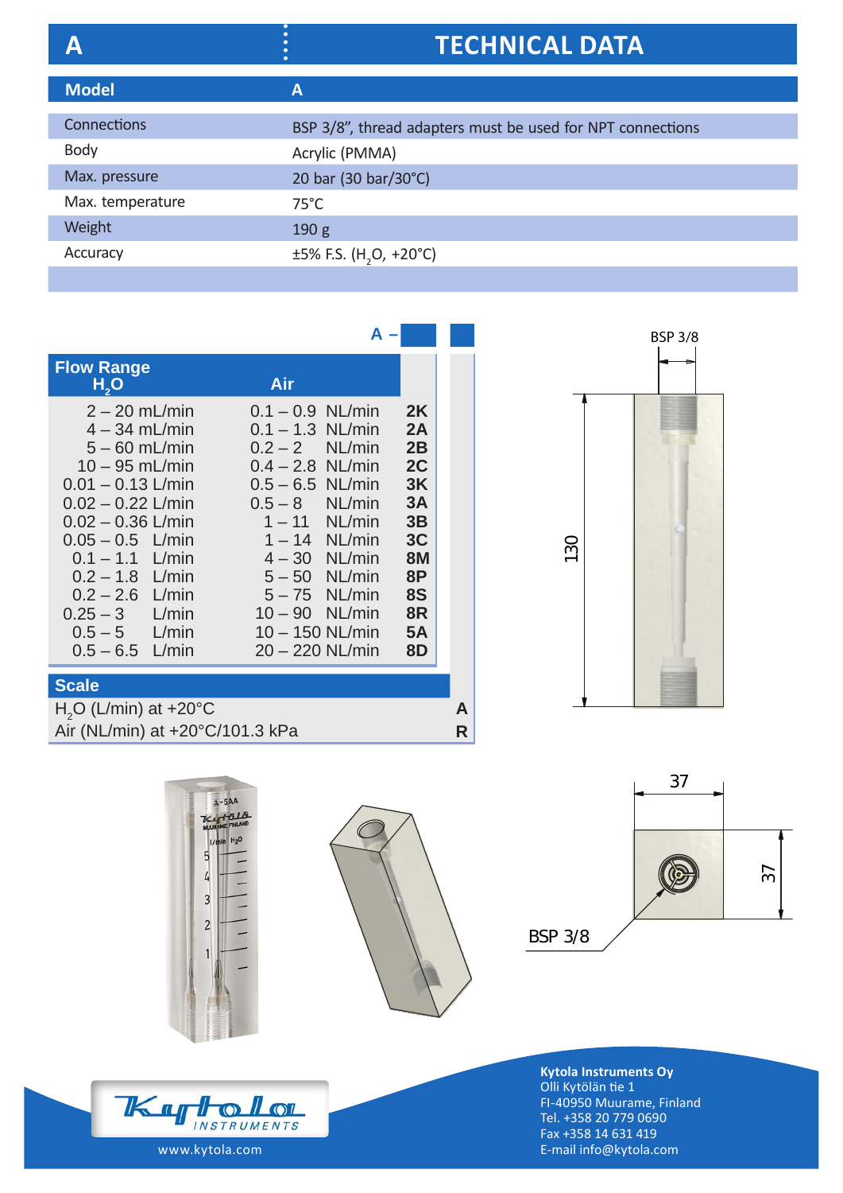# A — TECHNICAL DATA

| Model | A |
|---|---|
| Connections | BSP 3/8", thread adapters must be used for NPT connections |
| Body | Acrylic (PMMA) |
| Max. pressure | 20 bar (30 bar/30°C) |
| Max. temperature | 75°C |
| Weight | 190 g |
| Accuracy | ±5% F.S. ($H_2O$, +20°C) |

A –

| Flow Range $H_2O$ | Air | |
|---|---|---|
| 2 – 20 mL/min | 0.1 – 0.9 NL/min | 2K |
| 4 – 34 mL/min | 0.1 – 1.3 NL/min | 2A |
| 5 – 60 mL/min | 0.2 – 2 NL/min | 2B |
| 10 – 95 mL/min | 0.4 – 2.8 NL/min | 2C |
| 0.01 – 0.13 L/min | 0.5 – 6.5 NL/min | 3K |
| 0.02 – 0.22 L/min | 0.5 – 8 NL/min | 3A |
| 0.02 – 0.36 L/min | 1 – 11 NL/min | 3B |
| 0.05 – 0.5 L/min | 1 – 14 NL/min | 3C |
| 0.1 – 1.1 L/min | 4 – 30 NL/min | 8M |
| 0.2 – 1.8 L/min | 5 – 50 NL/min | 8P |
| 0.2 – 2.6 L/min | 5 – 75 NL/min | 8S |
| 0.25 – 3 L/min | 10 – 90 NL/min | 8R |
| 0.5 – 5 L/min | 10 – 150 NL/min | 5A |
| 0.5 – 6.5 L/min | 20 – 220 NL/min | 8D |

| Scale | |
|---|---|
| $H_2O$ (L/min) at +20°C | A |
| Air (NL/min) at +20°C/101.3 kPa | R |

BSP 3/8

130

37

37

BSP 3/8

www.kytola.com

**Kytola Instruments Oy**
Olli Kytölän tie 1
FI-40950 Muurame, Finland
Tel. +358 20 779 0690
Fax +358 14 631 419
E-mail info@kytola.com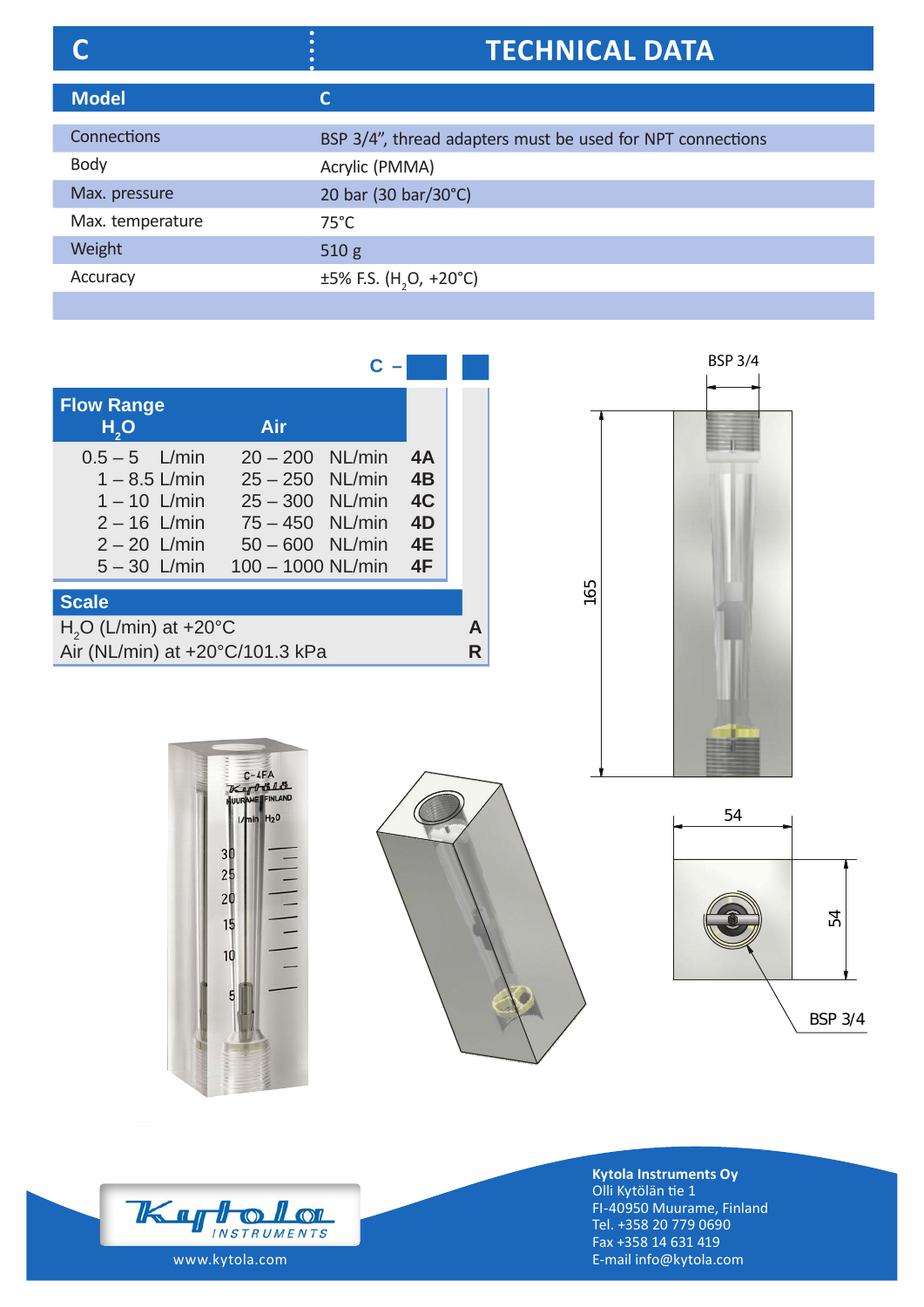# C — TECHNICAL DATA

| Model | C |
|---|---|
| Connections | BSP 3/4", thread adapters must be used for NPT connections |
| Body | Acrylic (PMMA) |
| Max. pressure | 20 bar (30 bar/30°C) |
| Max. temperature | 75°C |
| Weight | 510 g |
| Accuracy | ±5% F.S. ($H_2O$, +20°C) |

**C –** [ ] [ ]

| Flow Range $H_2O$ | Air | |
|---|---|---|
| 0.5 – 5 L/min | 20 – 200 NL/min | **4A** |
| 1 – 8.5 L/min | 25 – 250 NL/min | **4B** |
| 1 – 10 L/min | 25 – 300 NL/min | **4C** |
| 2 – 16 L/min | 75 – 450 NL/min | **4D** |
| 2 – 20 L/min | 50 – 600 NL/min | **4E** |
| 5 – 30 L/min | 100 – 1000 NL/min | **4F** |

| Scale | |
|---|---|
| $H_2O$ (L/min) at +20°C | **A** |
| Air (NL/min) at +20°C/101.3 kPa | **R** |

BSP 3/4

165

54

54

BSP 3/4

www.kytola.com

**Kytola Instruments Oy**
Olli Kytölän tie 1
FI-40950 Muurame, Finland
Tel. +358 20 779 0690
Fax +358 14 631 419
E-mail info@kytola.com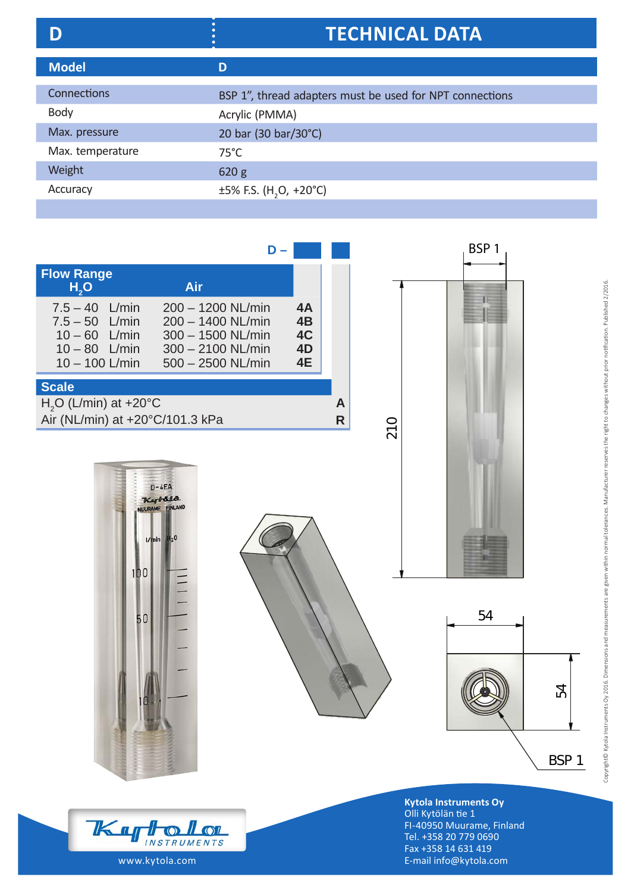# D TECHNICAL DATA

| Model | D |
|---|---|
| Connections | BSP 1", thread adapters must be used for NPT connections |
| Body | Acrylic (PMMA) |
| Max. pressure | 20 bar (30 bar/30°C) |
| Max. temperature | 75°C |
| Weight | 620 g |
| Accuracy | ±5% F.S. ($H_2O$, +20°C) |

D –

| Flow Range $H_2O$ | Air | |
|---|---|---|
| 7.5 – 40 L/min | 200 – 1200 NL/min | 4A |
| 7.5 – 50 L/min | 200 – 1400 NL/min | 4B |
| 10 – 60 L/min | 300 – 1500 NL/min | 4C |
| 10 – 80 L/min | 300 – 2100 NL/min | 4D |
| 10 – 100 L/min | 500 – 2500 NL/min | 4E |

| Scale | |
|---|---|
| $H_2O$ (L/min) at +20°C | A |
| Air (NL/min) at +20°C/101.3 kPa | R |

BSP 1

210

54

54

BSP 1

D-4EA

Kytola

MUURAME FINLAND

l/min $H_2O$

100

50

10

Copyright© Kytola Instruments Oy 2016. Dimensions and measurements are given within normal tolerances. Manufacturer reserves the right to changes without prior notification. Published 2/2016.

Kytola INSTRUMENTS

www.kytola.com

**Kytola Instruments Oy**
Olli Kytölän tie 1
FI-40950 Muurame, Finland
Tel. +358 20 779 0690
Fax +358 14 631 419
E-mail info@kytola.com